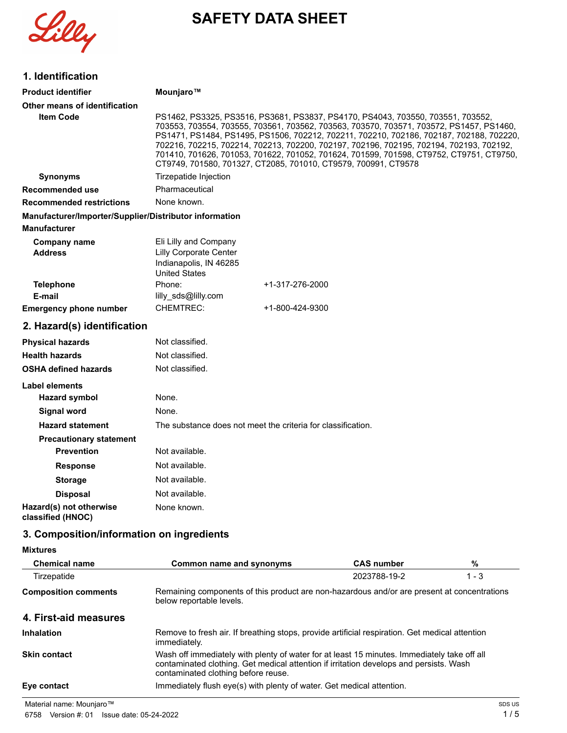# SAFETY DATA SHEET

## 1. Identification

**Product identifier** **Mounjaro™**

**Other means of identification**

**Item Code** PS1462, PS3325, PS3516, PS3681, PS3837, PS4170, PS4043, 703550, 703551, 703552, 703553, 703554, 703555, 703561, 703562, 703563, 703570, 703571, 703572, PS1457, PS1460, PS1471, PS1484, PS1495, PS1506, 702212, 702211, 702210, 702186, 702187, 702188, 702220, 702216, 702215, 702214, 702213, 702200, 702197, 702196, 702195, 702194, 702193, 702192, 701410, 701626, 701053, 701622, 701052, 701624, 701599, 701598, CT9752, CT9751, CT9750, CT9749, 701580, 701327, CT2085, 701010, CT9579, 700991, CT9578

**Synonyms** Tirzepatide Injection

**Recommended use** Pharmaceutical

**Recommended restrictions** None known.

**Manufacturer/Importer/Supplier/Distributor information**

**Manufacturer**

**Company name** Eli Lilly and Company

**Address** Lilly Corporate Center
Indianapolis, IN 46285
United States

**Telephone** Phone: +1-317-276-2000

**E-mail** lilly_sds@lilly.com

**Emergency phone number** CHEMTREC: +1-800-424-9300

## 2. Hazard(s) identification

**Physical hazards** Not classified.

**Health hazards** Not classified.

**OSHA defined hazards** Not classified.

**Label elements**

**Hazard symbol** None.

**Signal word** None.

**Hazard statement** The substance does not meet the criteria for classification.

**Precautionary statement**

**Prevention** Not available.

**Response** Not available.

**Storage** Not available.

**Disposal** Not available.

**Hazard(s) not otherwise classified (HNOC)** None known.

## 3. Composition/information on ingredients

**Mixtures**

| Chemical name | Common name and synonyms | CAS number | % |
|---|---|---|---|
| Tirzepatide | | 2023788-19-2 | 1 - 3 |

**Composition comments** Remaining components of this product are non-hazardous and/or are present at concentrations below reportable levels.

## 4. First-aid measures

**Inhalation** Remove to fresh air. If breathing stops, provide artificial respiration. Get medical attention immediately.

**Skin contact** Wash off immediately with plenty of water for at least 15 minutes. Immediately take off all contaminated clothing. Get medical attention if irritation develops and persists. Wash contaminated clothing before reuse.

**Eye contact** Immediately flush eye(s) with plenty of water. Get medical attention.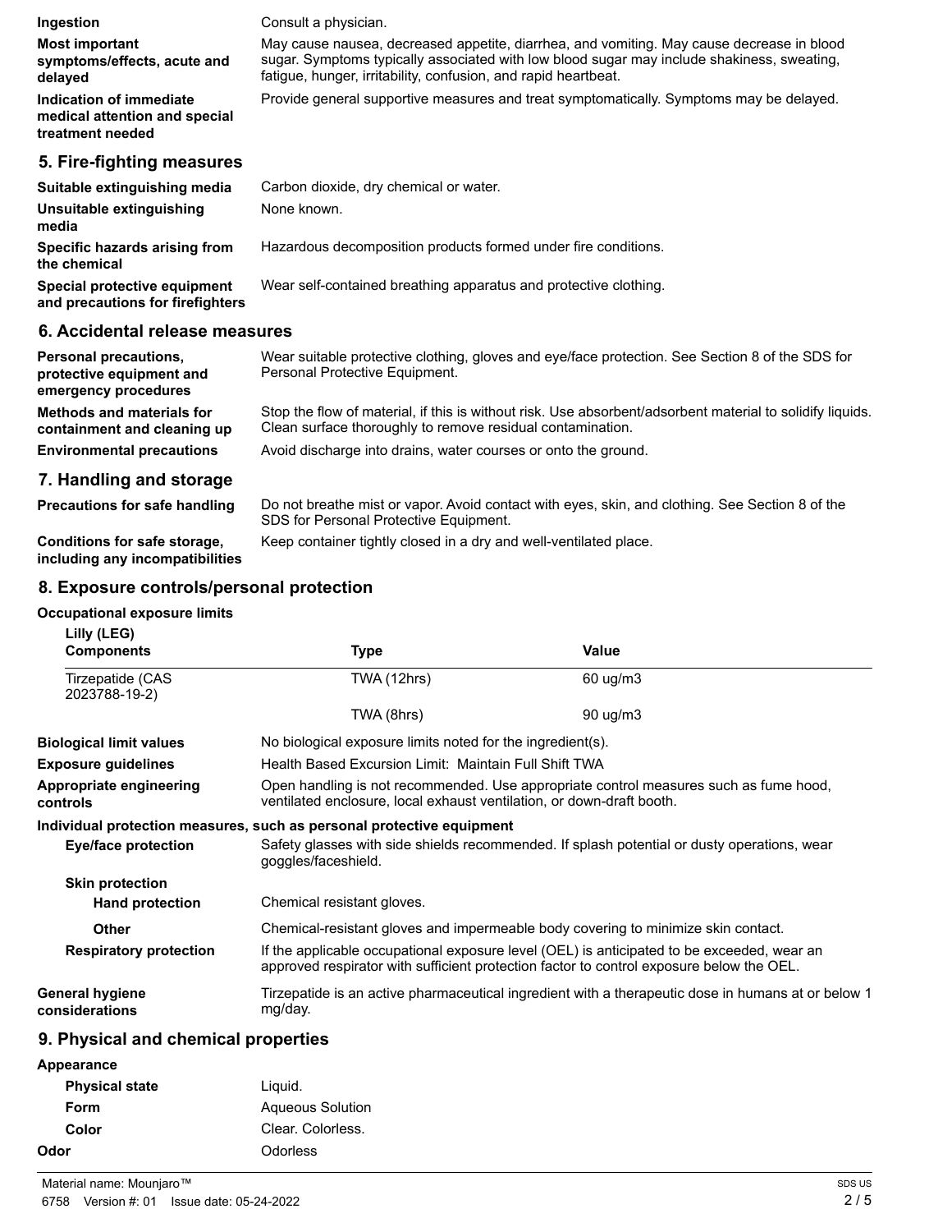| | |
|---|---|
| **Ingestion** | Consult a physician. |
| **Most important symptoms/effects, acute and delayed** | May cause nausea, decreased appetite, diarrhea, and vomiting. May cause decrease in blood sugar. Symptoms typically associated with low blood sugar may include shakiness, sweating, fatigue, hunger, irritability, confusion, and rapid heartbeat. |
| **Indication of immediate medical attention and special treatment needed** | Provide general supportive measures and treat symptomatically. Symptoms may be delayed. |

## 5. Fire-fighting measures

| | |
|---|---|
| **Suitable extinguishing media** | Carbon dioxide, dry chemical or water. |
| **Unsuitable extinguishing media** | None known. |
| **Specific hazards arising from the chemical** | Hazardous decomposition products formed under fire conditions. |
| **Special protective equipment and precautions for firefighters** | Wear self-contained breathing apparatus and protective clothing. |

## 6. Accidental release measures

| | |
|---|---|
| **Personal precautions, protective equipment and emergency procedures** | Wear suitable protective clothing, gloves and eye/face protection. See Section 8 of the SDS for Personal Protective Equipment. |
| **Methods and materials for containment and cleaning up** | Stop the flow of material, if this is without risk. Use absorbent/adsorbent material to solidify liquids. Clean surface thoroughly to remove residual contamination. |
| **Environmental precautions** | Avoid discharge into drains, water courses or onto the ground. |

## 7. Handling and storage

| | |
|---|---|
| **Precautions for safe handling** | Do not breathe mist or vapor. Avoid contact with eyes, skin, and clothing. See Section 8 of the SDS for Personal Protective Equipment. |
| **Conditions for safe storage, including any incompatibilities** | Keep container tightly closed in a dry and well-ventilated place. |

## 8. Exposure controls/personal protection

**Occupational exposure limits**

**Lilly (LEG)**

| Components | Type | Value |
|---|---|---|
| Tirzepatide (CAS 2023788-19-2) | TWA (12hrs) | 60 ug/m3 |
| | TWA (8hrs) | 90 ug/m3 |

| | |
|---|---|
| **Biological limit values** | No biological exposure limits noted for the ingredient(s). |
| **Exposure guidelines** | Health Based Excursion Limit: Maintain Full Shift TWA |
| **Appropriate engineering controls** | Open handling is not recommended. Use appropriate control measures such as fume hood, ventilated enclosure, local exhaust ventilation, or down-draft booth. |

**Individual protection measures, such as personal protective equipment**

| | |
|---|---|
| **Eye/face protection** | Safety glasses with side shields recommended. If splash potential or dusty operations, wear goggles/faceshield. |
| **Skin protection** | |
| **Hand protection** | Chemical resistant gloves. |
| **Other** | Chemical-resistant gloves and impermeable body covering to minimize skin contact. |
| **Respiratory protection** | If the applicable occupational exposure level (OEL) is anticipated to be exceeded, wear an approved respirator with sufficient protection factor to control exposure below the OEL. |
| **General hygiene considerations** | Tirzepatide is an active pharmaceutical ingredient with a therapeutic dose in humans at or below 1 mg/day. |

## 9. Physical and chemical properties

**Appearance**

| | |
|---|---|
| **Physical state** | Liquid. |
| **Form** | Aqueous Solution |
| **Color** | Clear. Colorless. |
| **Odor** | Odorless |

Material name: Mounjaro™

6758 Version #: 01 Issue date: 05-24-2022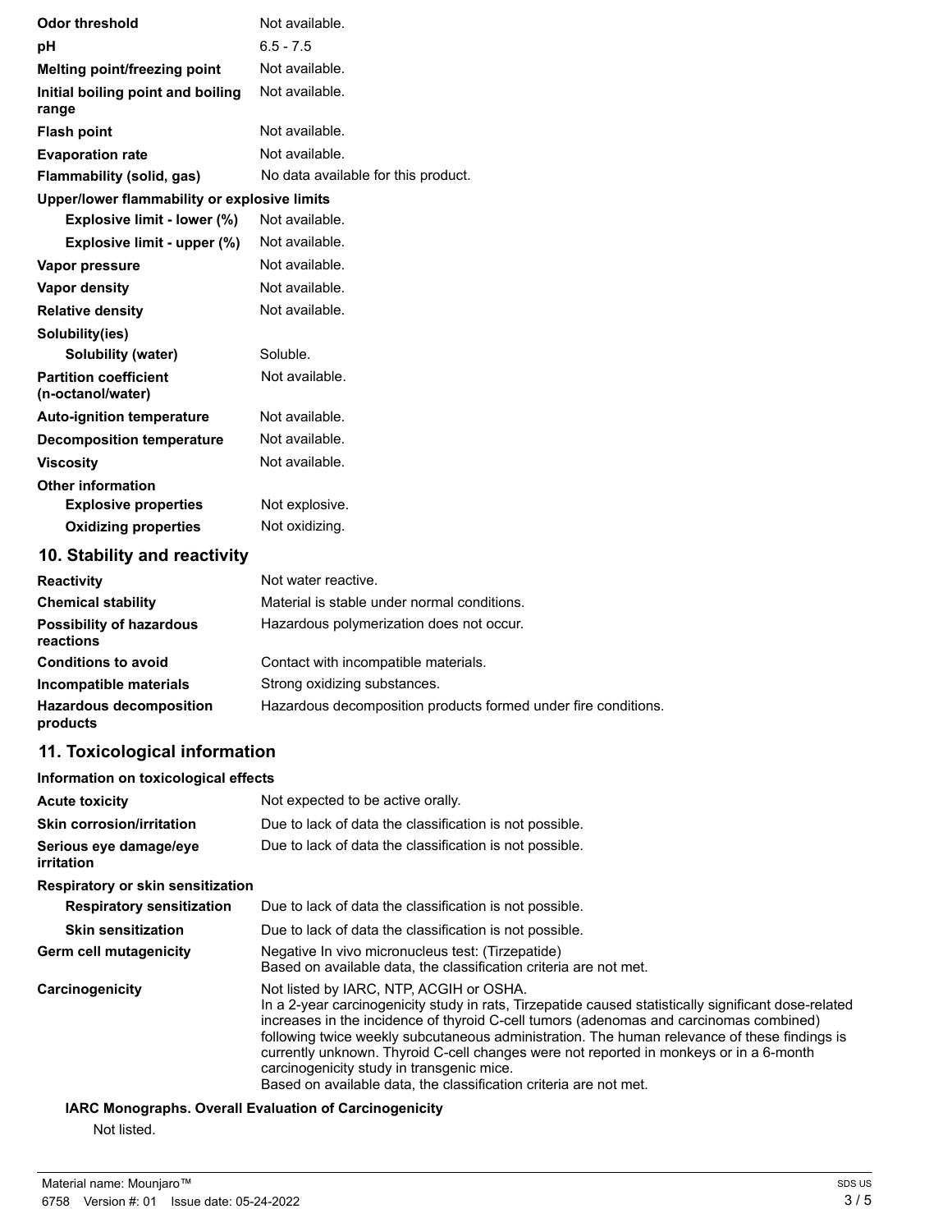| | |
|---|---|
| **Odor threshold** | Not available. |
| **pH** | 6.5 - 7.5 |
| **Melting point/freezing point** | Not available. |
| **Initial boiling point and boiling range** | Not available. |
| **Flash point** | Not available. |
| **Evaporation rate** | Not available. |
| **Flammability (solid, gas)** | No data available for this product. |
| **Upper/lower flammability or explosive limits** | |
| **Explosive limit - lower (%)** | Not available. |
| **Explosive limit - upper (%)** | Not available. |
| **Vapor pressure** | Not available. |
| **Vapor density** | Not available. |
| **Relative density** | Not available. |
| **Solubility(ies)** | |
| **Solubility (water)** | Soluble. |
| **Partition coefficient (n-octanol/water)** | Not available. |
| **Auto-ignition temperature** | Not available. |
| **Decomposition temperature** | Not available. |
| **Viscosity** | Not available. |
| **Other information** | |
| **Explosive properties** | Not explosive. |
| **Oxidizing properties** | Not oxidizing. |

## 10. Stability and reactivity

| | |
|---|---|
| **Reactivity** | Not water reactive. |
| **Chemical stability** | Material is stable under normal conditions. |
| **Possibility of hazardous reactions** | Hazardous polymerization does not occur. |
| **Conditions to avoid** | Contact with incompatible materials. |
| **Incompatible materials** | Strong oxidizing substances. |
| **Hazardous decomposition products** | Hazardous decomposition products formed under fire conditions. |

## 11. Toxicological information

**Information on toxicological effects**

| | |
|---|---|
| **Acute toxicity** | Not expected to be active orally. |
| **Skin corrosion/irritation** | Due to lack of data the classification is not possible. |
| **Serious eye damage/eye irritation** | Due to lack of data the classification is not possible. |
| **Respiratory or skin sensitization** | |
| **Respiratory sensitization** | Due to lack of data the classification is not possible. |
| **Skin sensitization** | Due to lack of data the classification is not possible. |
| **Germ cell mutagenicity** | Negative In vivo micronucleus test: (Tirzepatide)<br>Based on available data, the classification criteria are not met. |
| **Carcinogenicity** | Not listed by IARC, NTP, ACGIH or OSHA.<br>In a 2-year carcinogenicity study in rats, Tirzepatide caused statistically significant dose-related increases in the incidence of thyroid C-cell tumors (adenomas and carcinomas combined) following twice weekly subcutaneous administration. The human relevance of these findings is currently unknown. Thyroid C-cell changes were not reported in monkeys or in a 6-month carcinogenicity study in transgenic mice.<br>Based on available data, the classification criteria are not met. |

**IARC Monographs. Overall Evaluation of Carcinogenicity**

Not listed.

Material name: Mounjaro™

6758 Version #: 01 Issue date: 05-24-2022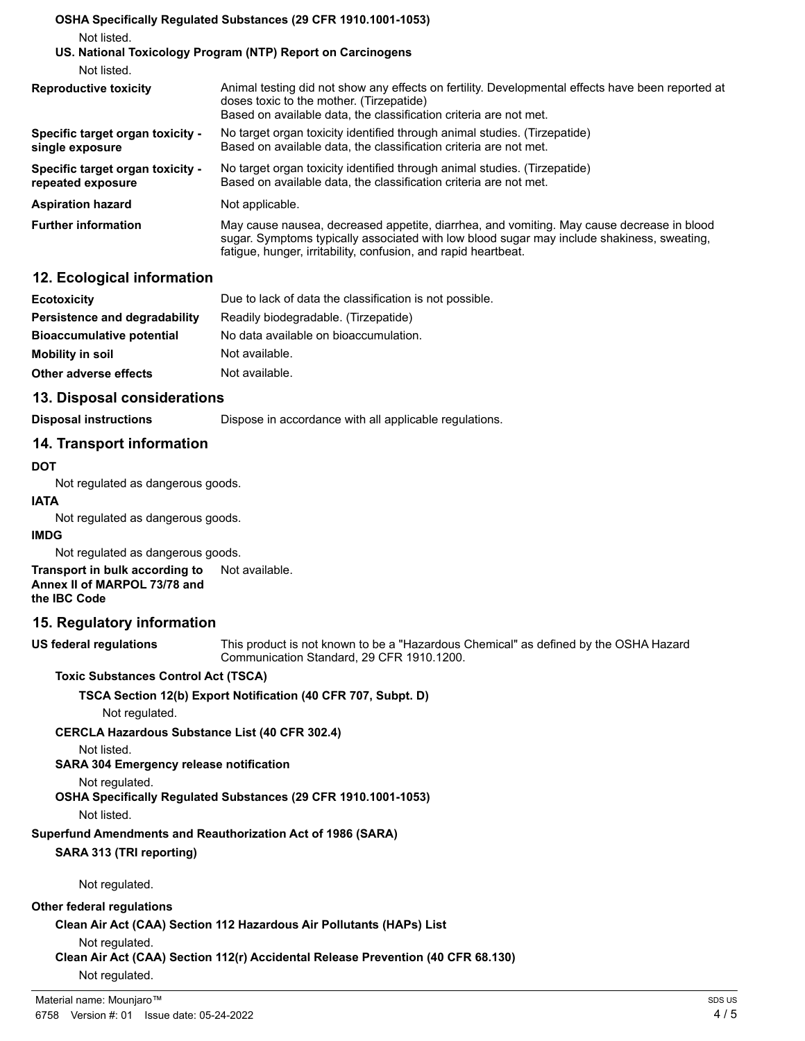**OSHA Specifically Regulated Substances (29 CFR 1910.1001-1053)**

Not listed.

**US. National Toxicology Program (NTP) Report on Carcinogens**

Not listed.

| | |
|---|---|
| **Reproductive toxicity** | Animal testing did not show any effects on fertility. Developmental effects have been reported at doses toxic to the mother. (Tirzepatide) Based on available data, the classification criteria are not met. |
| **Specific target organ toxicity - single exposure** | No target organ toxicity identified through animal studies. (Tirzepatide) Based on available data, the classification criteria are not met. |
| **Specific target organ toxicity - repeated exposure** | No target organ toxicity identified through animal studies. (Tirzepatide) Based on available data, the classification criteria are not met. |
| **Aspiration hazard** | Not applicable. |
| **Further information** | May cause nausea, decreased appetite, diarrhea, and vomiting. May cause decrease in blood sugar. Symptoms typically associated with low blood sugar may include shakiness, sweating, fatigue, hunger, irritability, confusion, and rapid heartbeat. |

## 12. Ecological information

| | |
|---|---|
| **Ecotoxicity** | Due to lack of data the classification is not possible. |
| **Persistence and degradability** | Readily biodegradable. (Tirzepatide) |
| **Bioaccumulative potential** | No data available on bioaccumulation. |
| **Mobility in soil** | Not available. |
| **Other adverse effects** | Not available. |

## 13. Disposal considerations

| | |
|---|---|
| **Disposal instructions** | Dispose in accordance with all applicable regulations. |

## 14. Transport information

**DOT**

Not regulated as dangerous goods.

**IATA**

Not regulated as dangerous goods.

**IMDG**

Not regulated as dangerous goods.

| | |
|---|---|
| **Transport in bulk according to Annex II of MARPOL 73/78 and the IBC Code** | Not available. |

## 15. Regulatory information

| | |
|---|---|
| **US federal regulations** | This product is not known to be a "Hazardous Chemical" as defined by the OSHA Hazard Communication Standard, 29 CFR 1910.1200. |

**Toxic Substances Control Act (TSCA)**

**TSCA Section 12(b) Export Notification (40 CFR 707, Subpt. D)**

Not regulated.

**CERCLA Hazardous Substance List (40 CFR 302.4)**

Not listed.

**SARA 304 Emergency release notification**

Not regulated.

**OSHA Specifically Regulated Substances (29 CFR 1910.1001-1053)**

Not listed.

**Superfund Amendments and Reauthorization Act of 1986 (SARA)**

**SARA 313 (TRI reporting)**

Not regulated.

**Other federal regulations**

**Clean Air Act (CAA) Section 112 Hazardous Air Pollutants (HAPs) List**

Not regulated.

**Clean Air Act (CAA) Section 112(r) Accidental Release Prevention (40 CFR 68.130)**

Not regulated.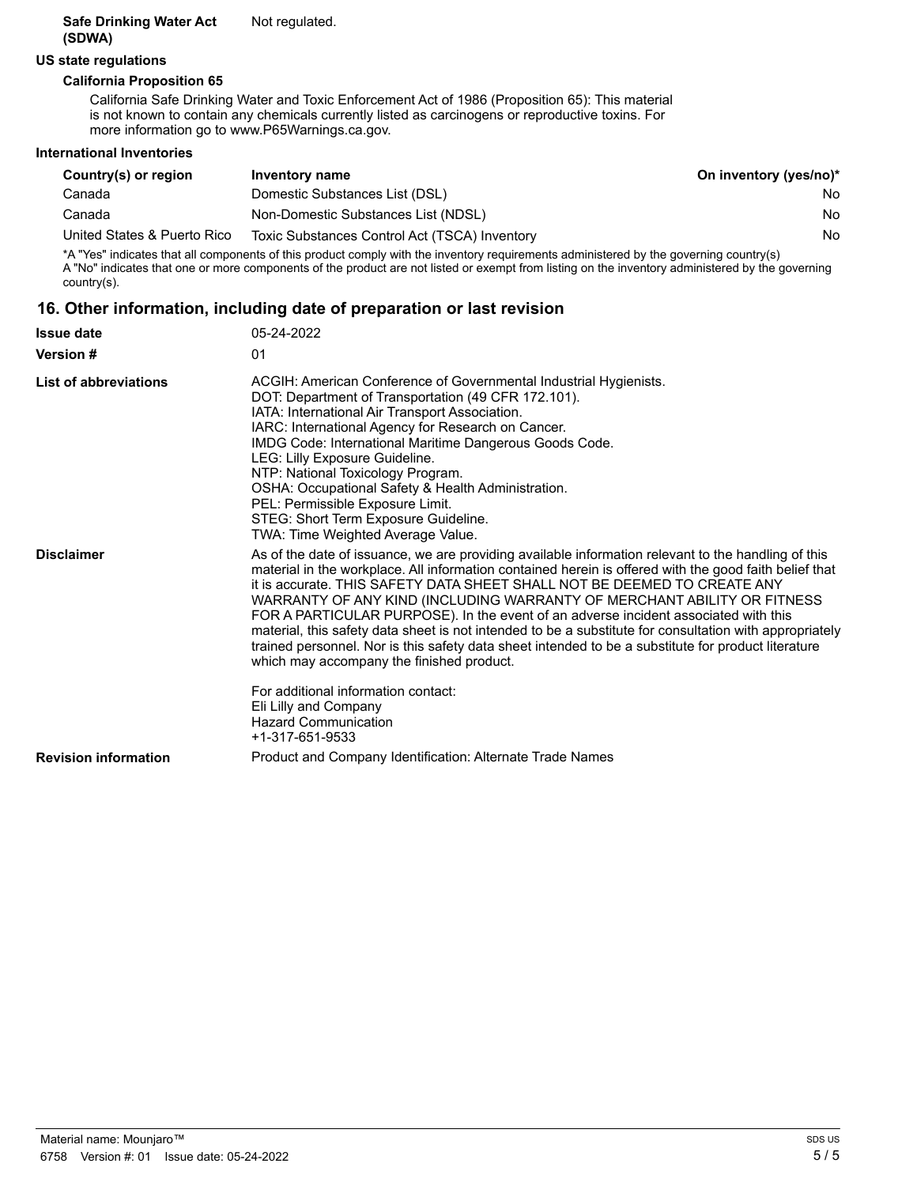**Safe Drinking Water Act (SDWA)** Not regulated.

**US state regulations**

**California Proposition 65**

California Safe Drinking Water and Toxic Enforcement Act of 1986 (Proposition 65): This material is not known to contain any chemicals currently listed as carcinogens or reproductive toxins. For more information go to www.P65Warnings.ca.gov.

**International Inventories**

| Country(s) or region | Inventory name | On inventory (yes/no)* |
|---|---|---|
| Canada | Domestic Substances List (DSL) | No |
| Canada | Non-Domestic Substances List (NDSL) | No |
| United States & Puerto Rico | Toxic Substances Control Act (TSCA) Inventory | No |

*A "Yes" indicates that all components of this product comply with the inventory requirements administered by the governing country(s)
A "No" indicates that one or more components of the product are not listed or exempt from listing on the inventory administered by the governing country(s).

## 16. Other information, including date of preparation or last revision

**Issue date** 05-24-2022

**Version #** 01

**List of abbreviations**

ACGIH: American Conference of Governmental Industrial Hygienists.
DOT: Department of Transportation (49 CFR 172.101).
IATA: International Air Transport Association.
IARC: International Agency for Research on Cancer.
IMDG Code: International Maritime Dangerous Goods Code.
LEG: Lilly Exposure Guideline.
NTP: National Toxicology Program.
OSHA: Occupational Safety & Health Administration.
PEL: Permissible Exposure Limit.
STEG: Short Term Exposure Guideline.
TWA: Time Weighted Average Value.

**Disclaimer**

As of the date of issuance, we are providing available information relevant to the handling of this material in the workplace. All information contained herein is offered with the good faith belief that it is accurate. THIS SAFETY DATA SHEET SHALL NOT BE DEEMED TO CREATE ANY WARRANTY OF ANY KIND (INCLUDING WARRANTY OF MERCHANT ABILITY OR FITNESS FOR A PARTICULAR PURPOSE). In the event of an adverse incident associated with this material, this safety data sheet is not intended to be a substitute for consultation with appropriately trained personnel. Nor is this safety data sheet intended to be a substitute for product literature which may accompany the finished product.

For additional information contact:
Eli Lilly and Company
Hazard Communication
+1-317-651-9533

**Revision information** Product and Company Identification: Alternate Trade Names